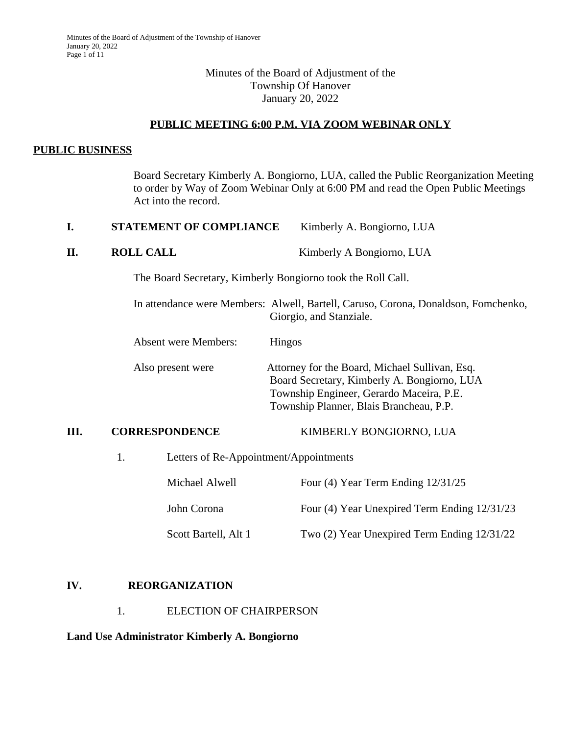Minutes of the Board of Adjustment of the
Township Of Hanover
January 20, 2022

**PUBLIC MEETING 6:00 P.M. VIA ZOOM WEBINAR ONLY**

**PUBLIC BUSINESS**

Board Secretary Kimberly A. Bongiorno, LUA, called the Public Reorganization Meeting to order by Way of Zoom Webinar Only at 6:00 PM and read the Open Public Meetings Act into the record.

**I. STATEMENT OF COMPLIANCE** Kimberly A. Bongiorno, LUA

**II. ROLL CALL** Kimberly A Bongiorno, LUA

The Board Secretary, Kimberly Bongiorno took the Roll Call.

In attendance were Members: Alwell, Bartell, Caruso, Corona, Donaldson, Fomchenko, Giorgio, and Stanziale.

Absent were Members: Hingos

Also present were Attorney for the Board, Michael Sullivan, Esq.
Board Secretary, Kimberly A. Bongiorno, LUA
Township Engineer, Gerardo Maceira, P.E.
Township Planner, Blais Brancheau, P.P.

**III. CORRESPONDENCE** KIMBERLY BONGIORNO, LUA

1. Letters of Re-Appointment/Appointments

| | |
|---|---|
| Michael Alwell | Four (4) Year Term Ending 12/31/25 |
| John Corona | Four (4) Year Unexpired Term Ending 12/31/23 |
| Scott Bartell, Alt 1 | Two (2) Year Unexpired Term Ending 12/31/22 |

**IV. REORGANIZATION**

1. ELECTION OF CHAIRPERSON

**Land Use Administrator Kimberly A. Bongiorno**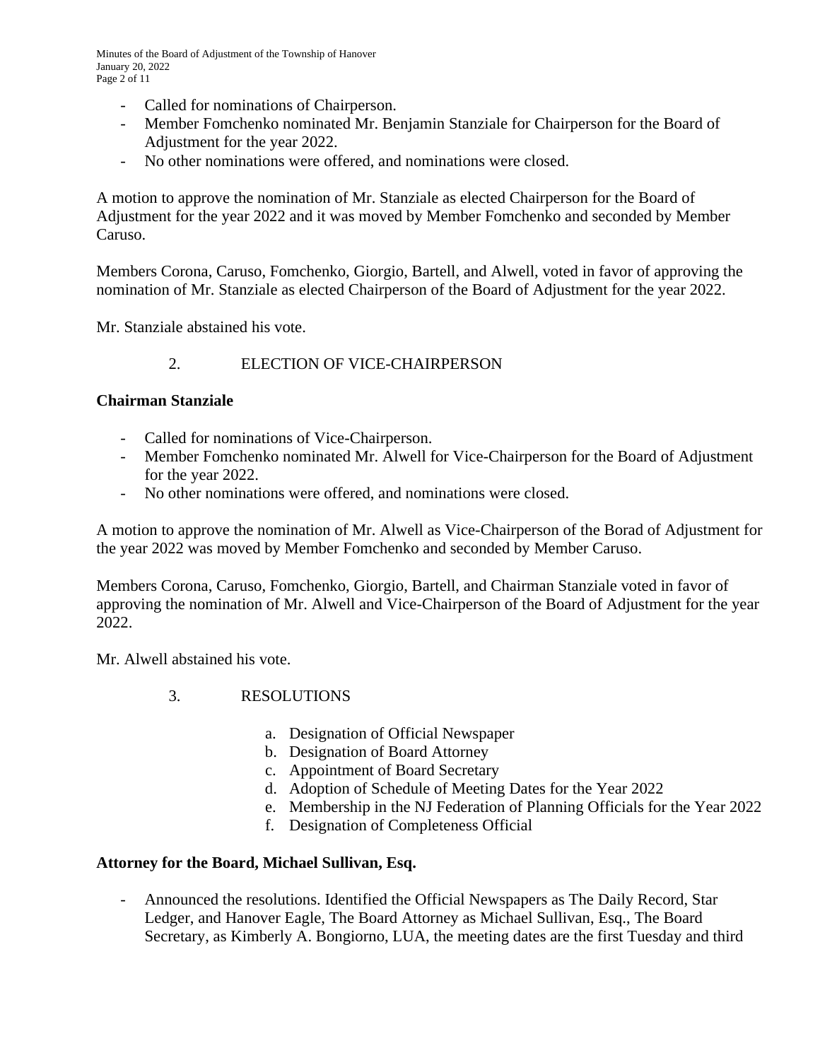- Called for nominations of Chairperson.
- Member Fomchenko nominated Mr. Benjamin Stanziale for Chairperson for the Board of Adjustment for the year 2022.
- No other nominations were offered, and nominations were closed.

A motion to approve the nomination of Mr. Stanziale as elected Chairperson for the Board of Adjustment for the year 2022 and it was moved by Member Fomchenko and seconded by Member Caruso.

Members Corona, Caruso, Fomchenko, Giorgio, Bartell, and Alwell, voted in favor of approving the nomination of Mr. Stanziale as elected Chairperson of the Board of Adjustment for the year 2022.

Mr. Stanziale abstained his vote.

2. ELECTION OF VICE-CHAIRPERSON

**Chairman Stanziale**

- Called for nominations of Vice-Chairperson.
- Member Fomchenko nominated Mr. Alwell for Vice-Chairperson for the Board of Adjustment for the year 2022.
- No other nominations were offered, and nominations were closed.

A motion to approve the nomination of Mr. Alwell as Vice-Chairperson of the Borad of Adjustment for the year 2022 was moved by Member Fomchenko and seconded by Member Caruso.

Members Corona, Caruso, Fomchenko, Giorgio, Bartell, and Chairman Stanziale voted in favor of approving the nomination of Mr. Alwell and Vice-Chairperson of the Board of Adjustment for the year 2022.

Mr. Alwell abstained his vote.

3. RESOLUTIONS

a. Designation of Official Newspaper
b. Designation of Board Attorney
c. Appointment of Board Secretary
d. Adoption of Schedule of Meeting Dates for the Year 2022
e. Membership in the NJ Federation of Planning Officials for the Year 2022
f. Designation of Completeness Official

**Attorney for the Board, Michael Sullivan, Esq.**

- Announced the resolutions. Identified the Official Newspapers as The Daily Record, Star Ledger, and Hanover Eagle, The Board Attorney as Michael Sullivan, Esq., The Board Secretary, as Kimberly A. Bongiorno, LUA, the meeting dates are the first Tuesday and third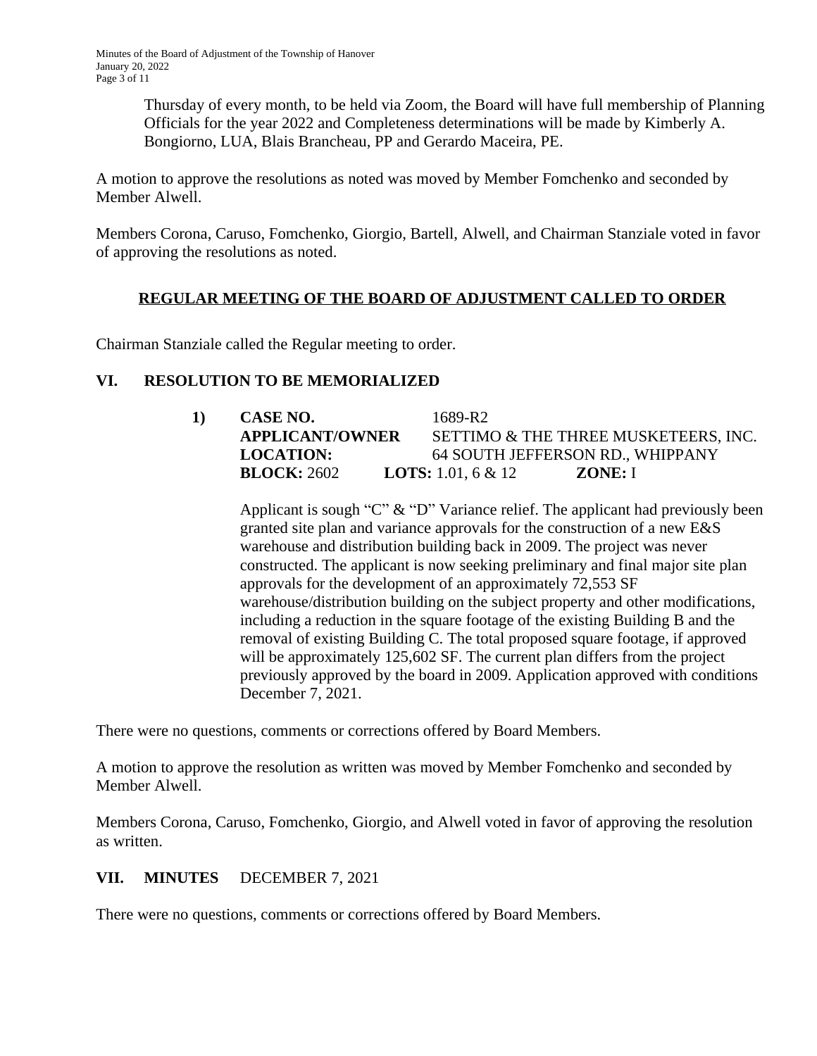Thursday of every month, to be held via Zoom, the Board will have full membership of Planning Officials for the year 2022 and Completeness determinations will be made by Kimberly A. Bongiorno, LUA, Blais Brancheau, PP and Gerardo Maceira, PE.

A motion to approve the resolutions as noted was moved by Member Fomchenko and seconded by Member Alwell.

Members Corona, Caruso, Fomchenko, Giorgio, Bartell, Alwell, and Chairman Stanziale voted in favor of approving the resolutions as noted.

## REGULAR MEETING OF THE BOARD OF ADJUSTMENT CALLED TO ORDER

Chairman Stanziale called the Regular meeting to order.

## VI. RESOLUTION TO BE MEMORIALIZED

**1) CASE NO.** 1689-R2
**APPLICANT/OWNER** SETTIMO & THE THREE MUSKETEERS, INC.
**LOCATION:** 64 SOUTH JEFFERSON RD., WHIPPANY
**BLOCK:** 2602 **LOTS:** 1.01, 6 & 12 **ZONE:** I

Applicant is sough "C" & "D" Variance relief. The applicant had previously been granted site plan and variance approvals for the construction of a new E&S warehouse and distribution building back in 2009. The project was never constructed. The applicant is now seeking preliminary and final major site plan approvals for the development of an approximately 72,553 SF warehouse/distribution building on the subject property and other modifications, including a reduction in the square footage of the existing Building B and the removal of existing Building C. The total proposed square footage, if approved will be approximately 125,602 SF. The current plan differs from the project previously approved by the board in 2009. Application approved with conditions December 7, 2021.

There were no questions, comments or corrections offered by Board Members.

A motion to approve the resolution as written was moved by Member Fomchenko and seconded by Member Alwell.

Members Corona, Caruso, Fomchenko, Giorgio, and Alwell voted in favor of approving the resolution as written.

## VII. MINUTES DECEMBER 7, 2021

There were no questions, comments or corrections offered by Board Members.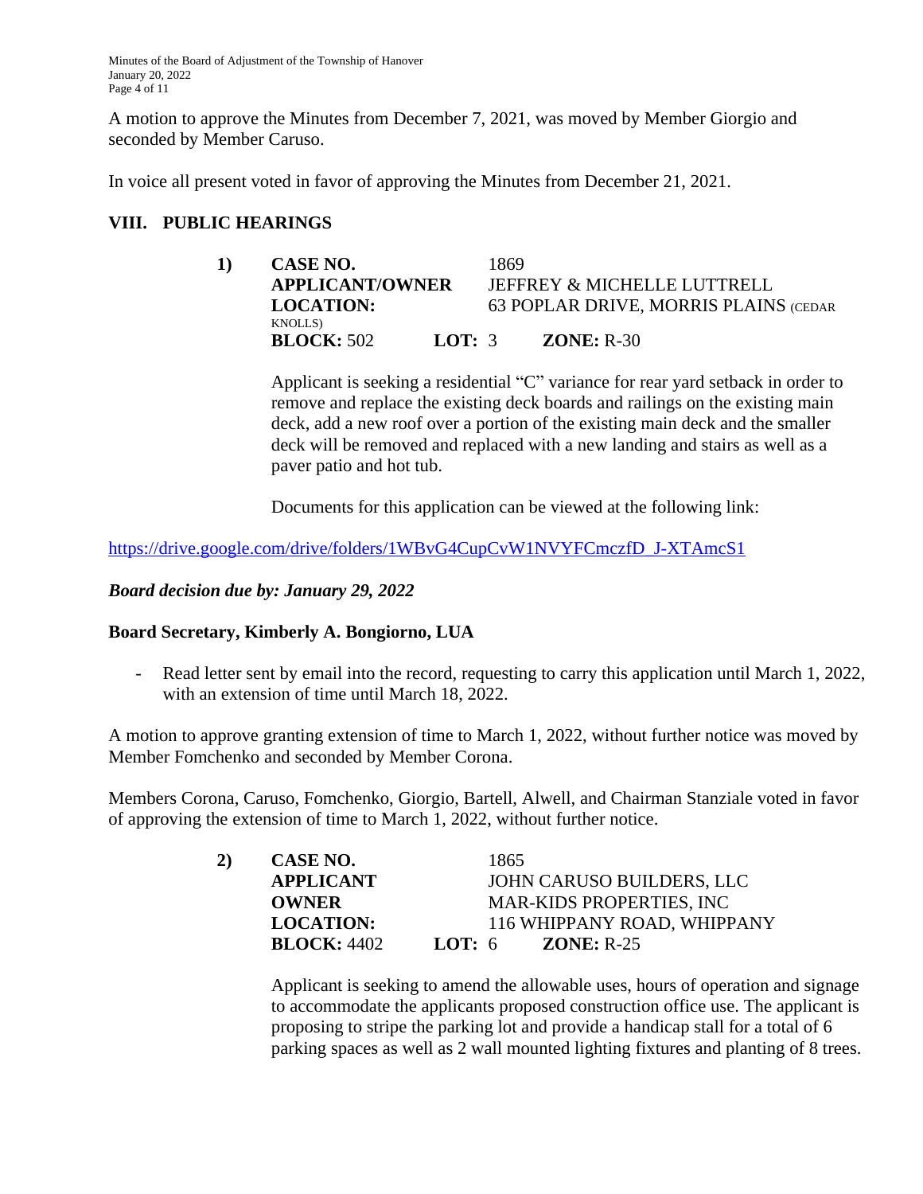A motion to approve the Minutes from December 7, 2021, was moved by Member Giorgio and seconded by Member Caruso.

In voice all present voted in favor of approving the Minutes from December 21, 2021.

## VIII. PUBLIC HEARINGS

**1) CASE NO.** 1869
**APPLICANT/OWNER** JEFFREY & MICHELLE LUTTRELL
**LOCATION:** 63 POPLAR DRIVE, MORRIS PLAINS (CEDAR KNOLLS)
**BLOCK:** 502 **LOT:** 3 **ZONE:** R-30

Applicant is seeking a residential "C" variance for rear yard setback in order to remove and replace the existing deck boards and railings on the existing main deck, add a new roof over a portion of the existing main deck and the smaller deck will be removed and replaced with a new landing and stairs as well as a paver patio and hot tub.

Documents for this application can be viewed at the following link:

https://drive.google.com/drive/folders/1WBvG4CupCvW1NVYFCmczfD_J-XTAmcS1

***Board decision due by: January 29, 2022***

**Board Secretary, Kimberly A. Bongiorno, LUA**

- Read letter sent by email into the record, requesting to carry this application until March 1, 2022, with an extension of time until March 18, 2022.

A motion to approve granting extension of time to March 1, 2022, without further notice was moved by Member Fomchenko and seconded by Member Corona.

Members Corona, Caruso, Fomchenko, Giorgio, Bartell, Alwell, and Chairman Stanziale voted in favor of approving the extension of time to March 1, 2022, without further notice.

**2) CASE NO.** 1865
**APPLICANT** JOHN CARUSO BUILDERS, LLC
**OWNER** MAR-KIDS PROPERTIES, INC
**LOCATION:** 116 WHIPPANY ROAD, WHIPPANY
**BLOCK:** 4402 **LOT:** 6 **ZONE:** R-25

Applicant is seeking to amend the allowable uses, hours of operation and signage to accommodate the applicants proposed construction office use. The applicant is proposing to stripe the parking lot and provide a handicap stall for a total of 6 parking spaces as well as 2 wall mounted lighting fixtures and planting of 8 trees.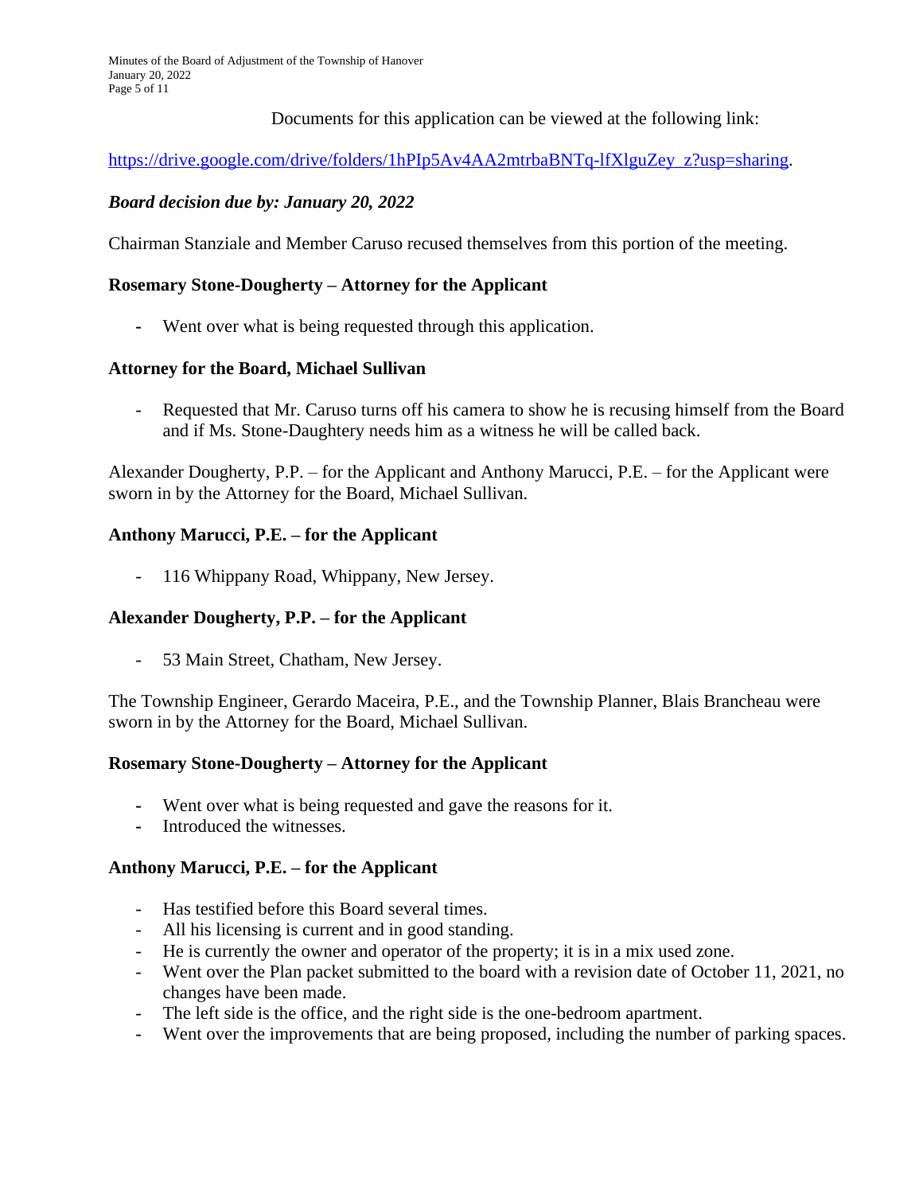Documents for this application can be viewed at the following link:

https://drive.google.com/drive/folders/1hPIp5Av4AA2mtrbaBNTq-lfXlguZey_z?usp=sharing.

***Board decision due by: January 20, 2022***

Chairman Stanziale and Member Caruso recused themselves from this portion of the meeting.

**Rosemary Stone-Dougherty – Attorney for the Applicant**

- Went over what is being requested through this application.

**Attorney for the Board, Michael Sullivan**

- Requested that Mr. Caruso turns off his camera to show he is recusing himself from the Board and if Ms. Stone-Daughtery needs him as a witness he will be called back.

Alexander Dougherty, P.P. – for the Applicant and Anthony Marucci, P.E. – for the Applicant were sworn in by the Attorney for the Board, Michael Sullivan.

**Anthony Marucci, P.E. – for the Applicant**

- 116 Whippany Road, Whippany, New Jersey.

**Alexander Dougherty, P.P. – for the Applicant**

- 53 Main Street, Chatham, New Jersey.

The Township Engineer, Gerardo Maceira, P.E., and the Township Planner, Blais Brancheau were sworn in by the Attorney for the Board, Michael Sullivan.

**Rosemary Stone-Dougherty – Attorney for the Applicant**

- Went over what is being requested and gave the reasons for it.
- Introduced the witnesses.

**Anthony Marucci, P.E. – for the Applicant**

- Has testified before this Board several times.
- All his licensing is current and in good standing.
- He is currently the owner and operator of the property; it is in a mix used zone.
- Went over the Plan packet submitted to the board with a revision date of October 11, 2021, no changes have been made.
- The left side is the office, and the right side is the one-bedroom apartment.
- Went over the improvements that are being proposed, including the number of parking spaces.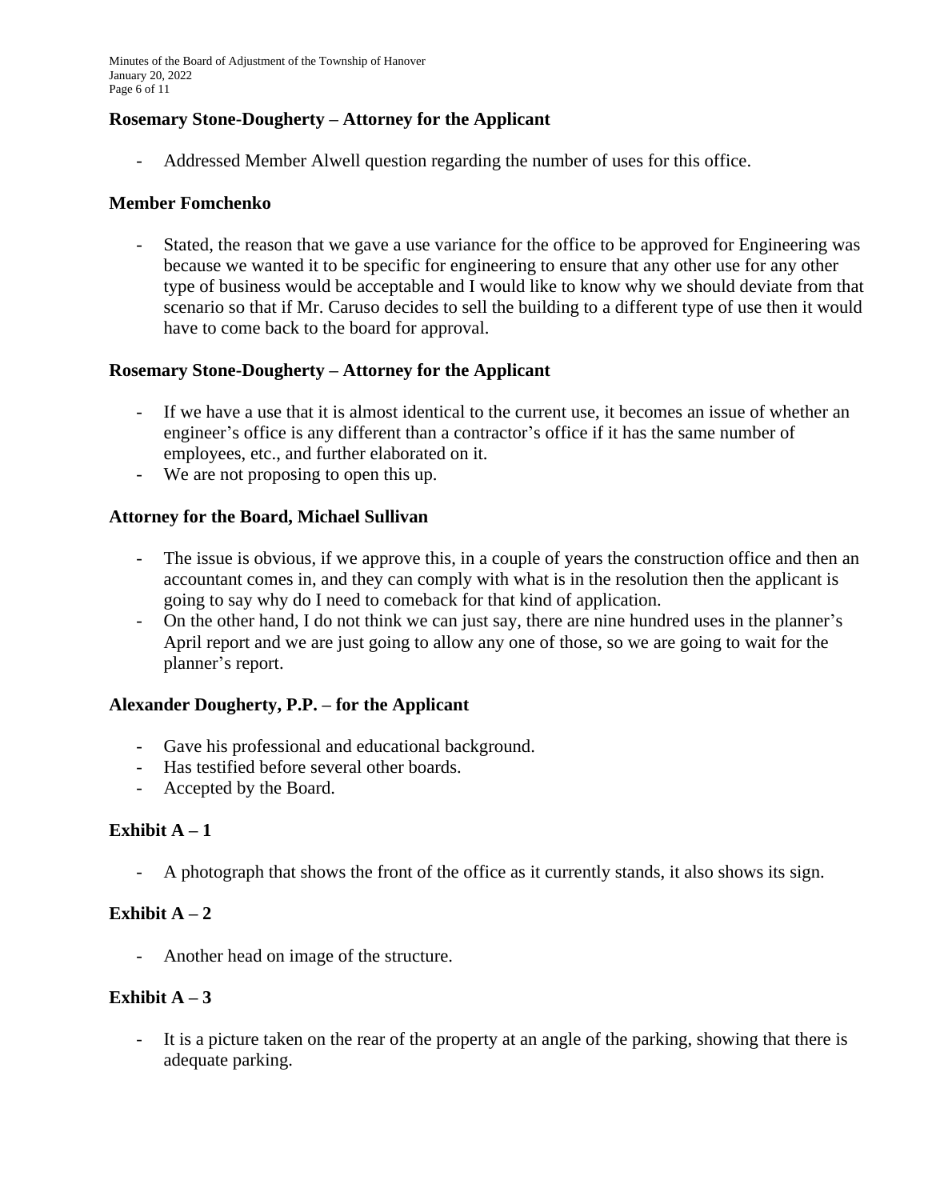**Rosemary Stone-Dougherty – Attorney for the Applicant**

- Addressed Member Alwell question regarding the number of uses for this office.

**Member Fomchenko**

- Stated, the reason that we gave a use variance for the office to be approved for Engineering was because we wanted it to be specific for engineering to ensure that any other use for any other type of business would be acceptable and I would like to know why we should deviate from that scenario so that if Mr. Caruso decides to sell the building to a different type of use then it would have to come back to the board for approval.

**Rosemary Stone-Dougherty – Attorney for the Applicant**

- If we have a use that it is almost identical to the current use, it becomes an issue of whether an engineer's office is any different than a contractor's office if it has the same number of employees, etc., and further elaborated on it.
- We are not proposing to open this up.

**Attorney for the Board, Michael Sullivan**

- The issue is obvious, if we approve this, in a couple of years the construction office and then an accountant comes in, and they can comply with what is in the resolution then the applicant is going to say why do I need to comeback for that kind of application.
- On the other hand, I do not think we can just say, there are nine hundred uses in the planner's April report and we are just going to allow any one of those, so we are going to wait for the planner's report.

**Alexander Dougherty, P.P. – for the Applicant**

- Gave his professional and educational background.
- Has testified before several other boards.
- Accepted by the Board.

**Exhibit A – 1**

- A photograph that shows the front of the office as it currently stands, it also shows its sign.

**Exhibit A – 2**

- Another head on image of the structure.

**Exhibit A – 3**

- It is a picture taken on the rear of the property at an angle of the parking, showing that there is adequate parking.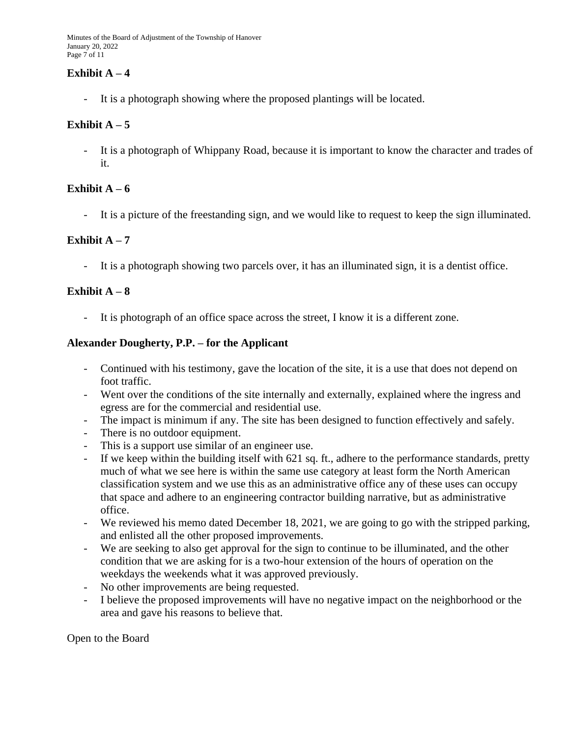**Exhibit A – 4**

- It is a photograph showing where the proposed plantings will be located.

**Exhibit A – 5**

- It is a photograph of Whippany Road, because it is important to know the character and trades of it.

**Exhibit A – 6**

- It is a picture of the freestanding sign, and we would like to request to keep the sign illuminated.

**Exhibit A – 7**

- It is a photograph showing two parcels over, it has an illuminated sign, it is a dentist office.

**Exhibit A – 8**

- It is photograph of an office space across the street, I know it is a different zone.

**Alexander Dougherty, P.P. – for the Applicant**

- Continued with his testimony, gave the location of the site, it is a use that does not depend on foot traffic.
- Went over the conditions of the site internally and externally, explained where the ingress and egress are for the commercial and residential use.
- The impact is minimum if any. The site has been designed to function effectively and safely.
- There is no outdoor equipment.
- This is a support use similar of an engineer use.
- If we keep within the building itself with 621 sq. ft., adhere to the performance standards, pretty much of what we see here is within the same use category at least form the North American classification system and we use this as an administrative office any of these uses can occupy that space and adhere to an engineering contractor building narrative, but as administrative office.
- We reviewed his memo dated December 18, 2021, we are going to go with the stripped parking, and enlisted all the other proposed improvements.
- We are seeking to also get approval for the sign to continue to be illuminated, and the other condition that we are asking for is a two-hour extension of the hours of operation on the weekdays the weekends what it was approved previously.
- No other improvements are being requested.
- I believe the proposed improvements will have no negative impact on the neighborhood or the area and gave his reasons to believe that.

Open to the Board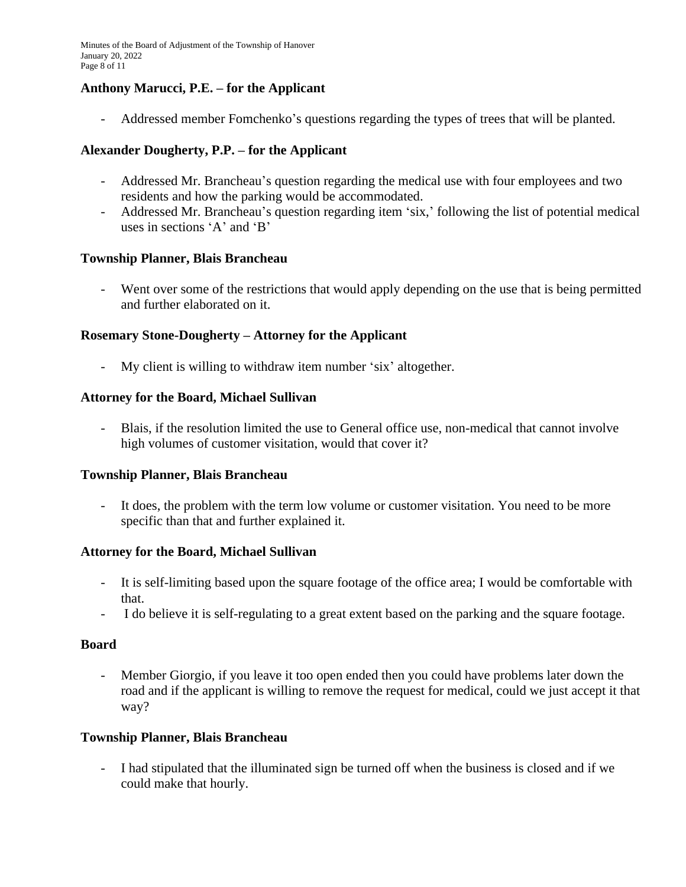**Anthony Marucci, P.E. – for the Applicant**

- Addressed member Fomchenko's questions regarding the types of trees that will be planted.

**Alexander Dougherty, P.P. – for the Applicant**

- Addressed Mr. Brancheau's question regarding the medical use with four employees and two residents and how the parking would be accommodated.
- Addressed Mr. Brancheau's question regarding item 'six,' following the list of potential medical uses in sections 'A' and 'B'

**Township Planner, Blais Brancheau**

- Went over some of the restrictions that would apply depending on the use that is being permitted and further elaborated on it.

**Rosemary Stone-Dougherty – Attorney for the Applicant**

- My client is willing to withdraw item number 'six' altogether.

**Attorney for the Board, Michael Sullivan**

- Blais, if the resolution limited the use to General office use, non-medical that cannot involve high volumes of customer visitation, would that cover it?

**Township Planner, Blais Brancheau**

- It does, the problem with the term low volume or customer visitation. You need to be more specific than that and further explained it.

**Attorney for the Board, Michael Sullivan**

- It is self-limiting based upon the square footage of the office area; I would be comfortable with that.
- I do believe it is self-regulating to a great extent based on the parking and the square footage.

**Board**

- Member Giorgio, if you leave it too open ended then you could have problems later down the road and if the applicant is willing to remove the request for medical, could we just accept it that way?

**Township Planner, Blais Brancheau**

- I had stipulated that the illuminated sign be turned off when the business is closed and if we could make that hourly.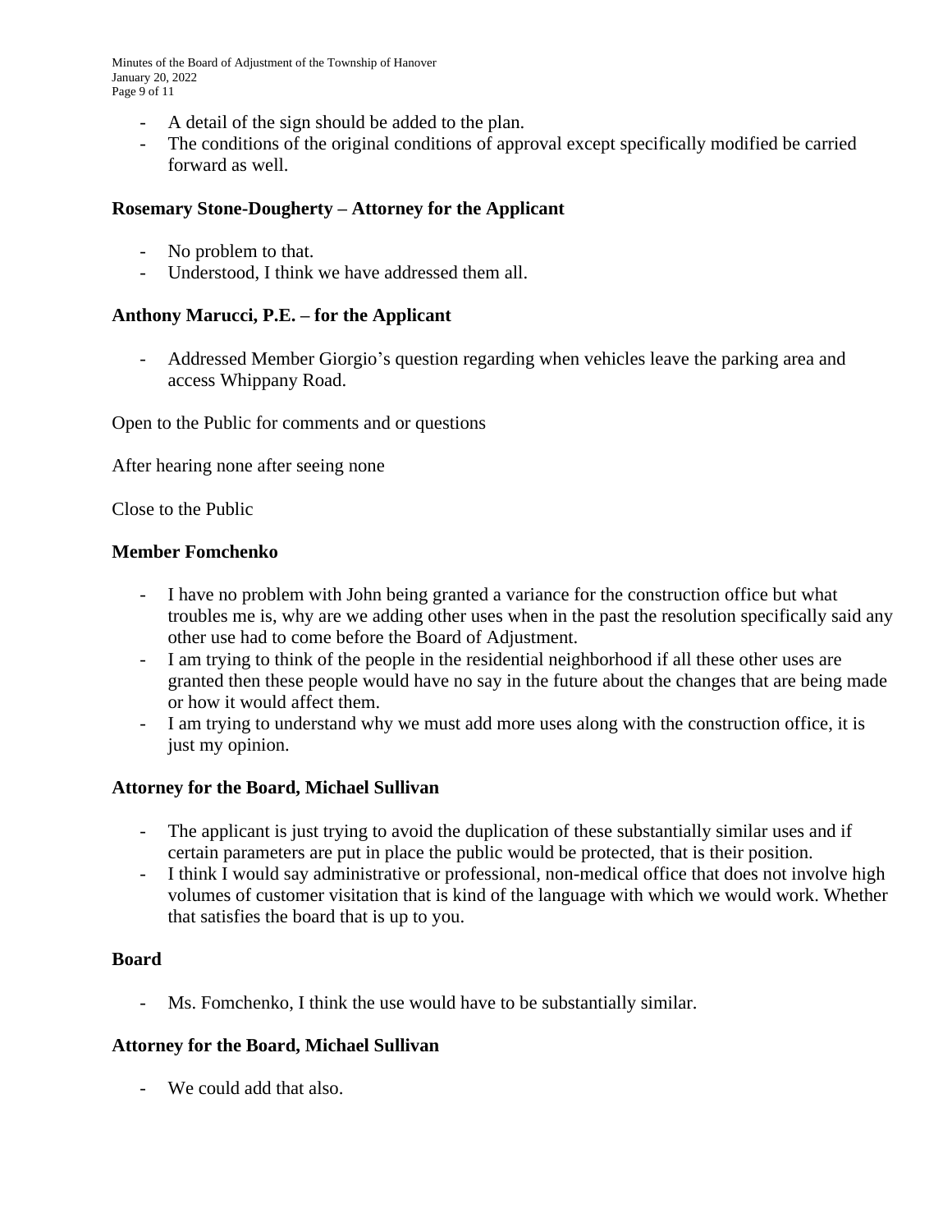- A detail of the sign should be added to the plan.
- The conditions of the original conditions of approval except specifically modified be carried forward as well.

**Rosemary Stone-Dougherty – Attorney for the Applicant**

- No problem to that.
- Understood, I think we have addressed them all.

**Anthony Marucci, P.E. – for the Applicant**

- Addressed Member Giorgio's question regarding when vehicles leave the parking area and access Whippany Road.

Open to the Public for comments and or questions

After hearing none after seeing none

Close to the Public

**Member Fomchenko**

- I have no problem with John being granted a variance for the construction office but what troubles me is, why are we adding other uses when in the past the resolution specifically said any other use had to come before the Board of Adjustment.
- I am trying to think of the people in the residential neighborhood if all these other uses are granted then these people would have no say in the future about the changes that are being made or how it would affect them.
- I am trying to understand why we must add more uses along with the construction office, it is just my opinion.

**Attorney for the Board, Michael Sullivan**

- The applicant is just trying to avoid the duplication of these substantially similar uses and if certain parameters are put in place the public would be protected, that is their position.
- I think I would say administrative or professional, non-medical office that does not involve high volumes of customer visitation that is kind of the language with which we would work. Whether that satisfies the board that is up to you.

**Board**

- Ms. Fomchenko, I think the use would have to be substantially similar.

**Attorney for the Board, Michael Sullivan**

- We could add that also.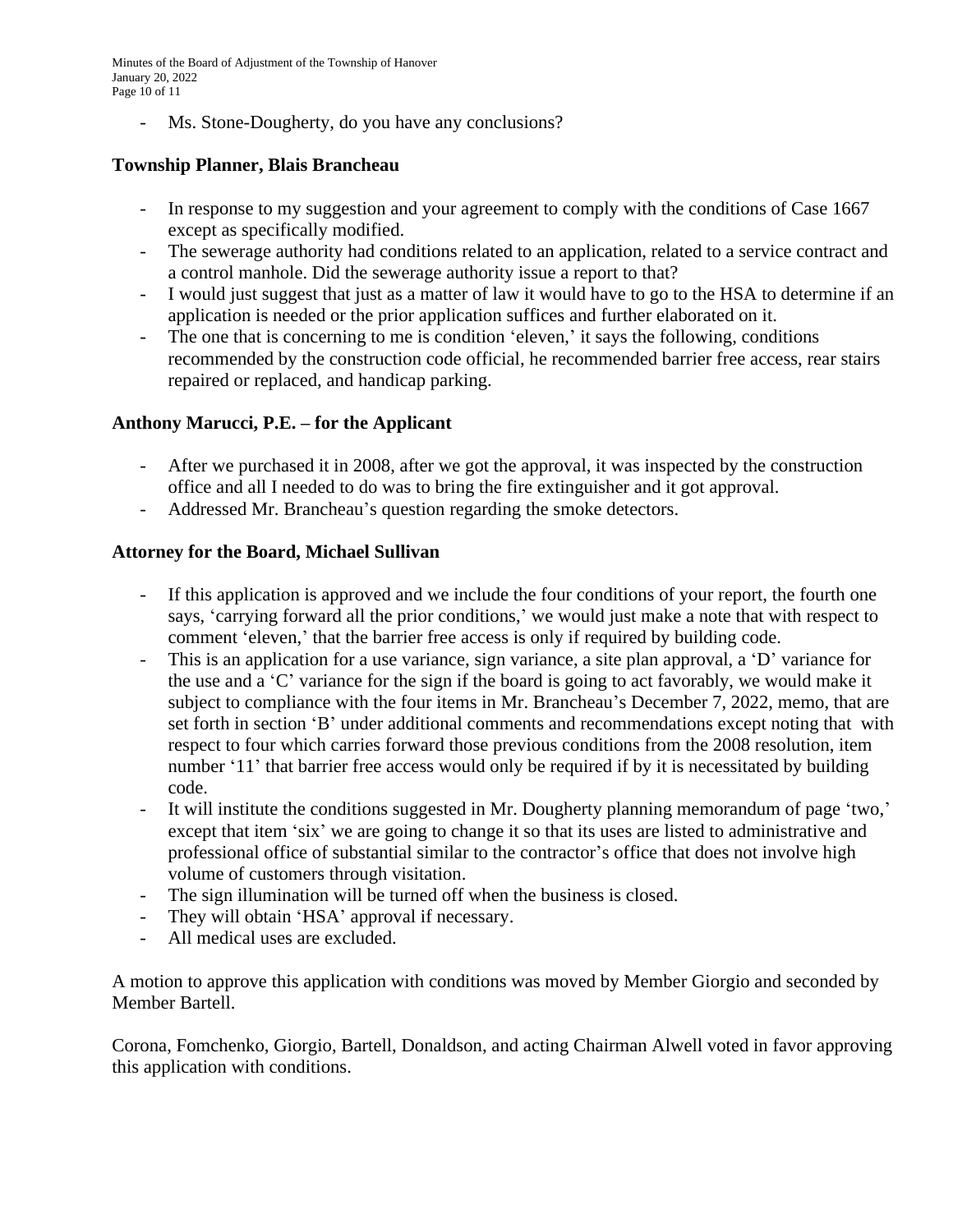- Ms. Stone-Dougherty, do you have any conclusions?

**Township Planner, Blais Brancheau**

- In response to my suggestion and your agreement to comply with the conditions of Case 1667 except as specifically modified.
- The sewerage authority had conditions related to an application, related to a service contract and a control manhole. Did the sewerage authority issue a report to that?
- I would just suggest that just as a matter of law it would have to go to the HSA to determine if an application is needed or the prior application suffices and further elaborated on it.
- The one that is concerning to me is condition 'eleven,' it says the following, conditions recommended by the construction code official, he recommended barrier free access, rear stairs repaired or replaced, and handicap parking.

**Anthony Marucci, P.E. – for the Applicant**

- After we purchased it in 2008, after we got the approval, it was inspected by the construction office and all I needed to do was to bring the fire extinguisher and it got approval.
- Addressed Mr. Brancheau's question regarding the smoke detectors.

**Attorney for the Board, Michael Sullivan**

- If this application is approved and we include the four conditions of your report, the fourth one says, 'carrying forward all the prior conditions,' we would just make a note that with respect to comment 'eleven,' that the barrier free access is only if required by building code.
- This is an application for a use variance, sign variance, a site plan approval, a 'D' variance for the use and a 'C' variance for the sign if the board is going to act favorably, we would make it subject to compliance with the four items in Mr. Brancheau's December 7, 2022, memo, that are set forth in section 'B' under additional comments and recommendations except noting that with respect to four which carries forward those previous conditions from the 2008 resolution, item number '11' that barrier free access would only be required if by it is necessitated by building code.
- It will institute the conditions suggested in Mr. Dougherty planning memorandum of page 'two,' except that item 'six' we are going to change it so that its uses are listed to administrative and professional office of substantial similar to the contractor's office that does not involve high volume of customers through visitation.
- The sign illumination will be turned off when the business is closed.
- They will obtain 'HSA' approval if necessary.
- All medical uses are excluded.

A motion to approve this application with conditions was moved by Member Giorgio and seconded by Member Bartell.

Corona, Fomchenko, Giorgio, Bartell, Donaldson, and acting Chairman Alwell voted in favor approving this application with conditions.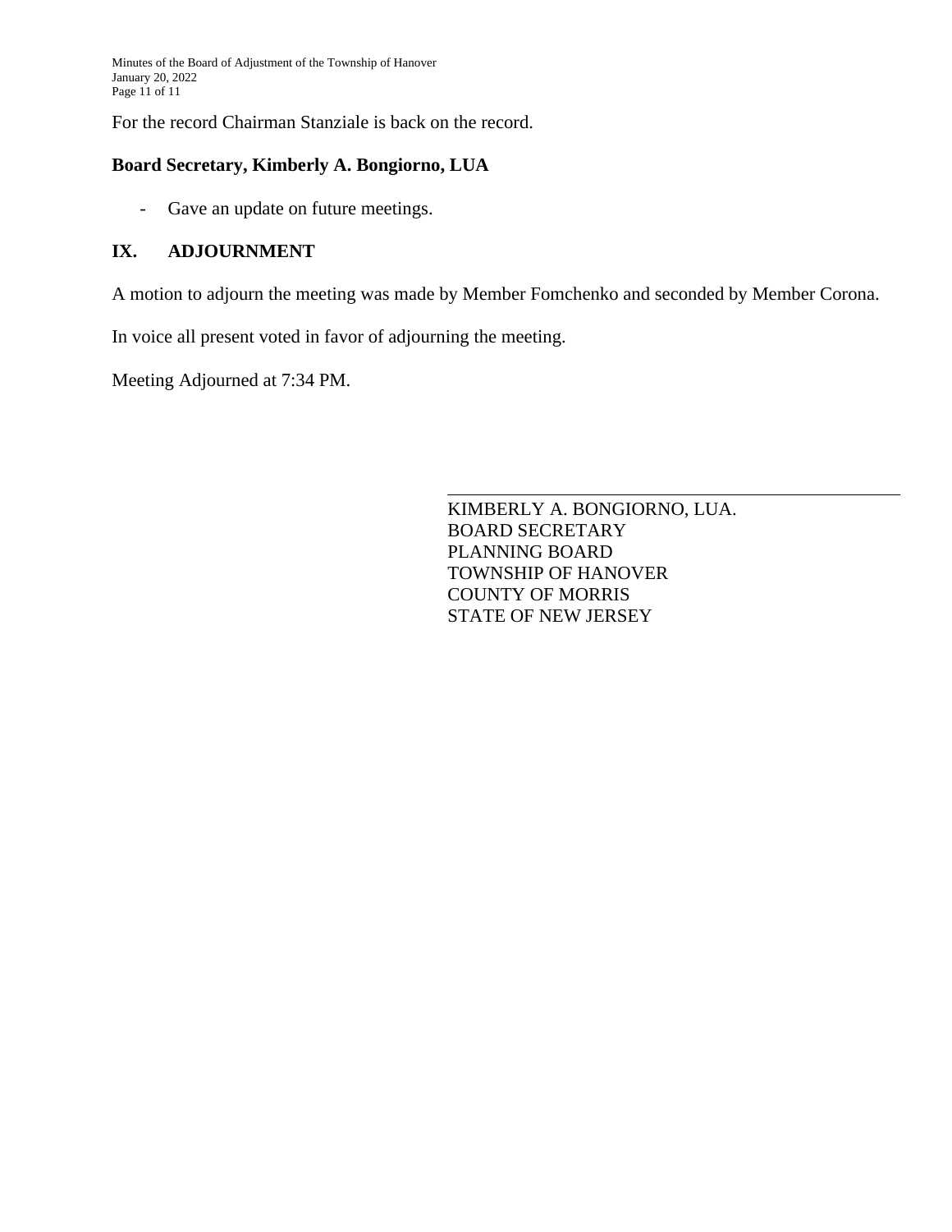For the record Chairman Stanziale is back on the record.

**Board Secretary, Kimberly A. Bongiorno, LUA**

- Gave an update on future meetings.

## IX. ADJOURNMENT

A motion to adjourn the meeting was made by Member Fomchenko and seconded by Member Corona.

In voice all present voted in favor of adjourning the meeting.

Meeting Adjourned at 7:34 PM.

KIMBERLY A. BONGIORNO, LUA.
BOARD SECRETARY
PLANNING BOARD
TOWNSHIP OF HANOVER
COUNTY OF MORRIS
STATE OF NEW JERSEY